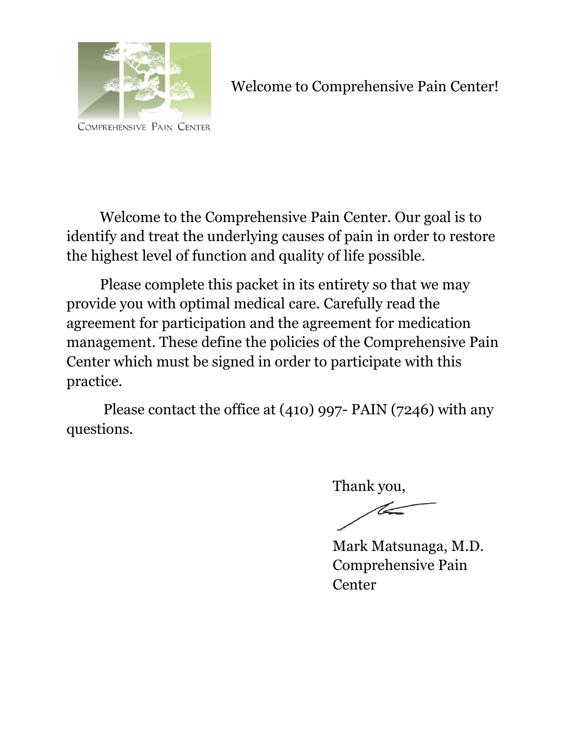COMPREHENSIVE PAIN CENTER

Welcome to Comprehensive Pain Center!

Welcome to the Comprehensive Pain Center. Our goal is to identify and treat the underlying causes of pain in order to restore the highest level of function and quality of life possible.

Please complete this packet in its entirety so that we may provide you with optimal medical care. Carefully read the agreement for participation and the agreement for medication management. These define the policies of the Comprehensive Pain Center which must be signed in order to participate with this practice.

Please contact the office at (410) 997- PAIN (7246) with any questions.

Thank you,

Mark Matsunaga, M.D.
Comprehensive Pain Center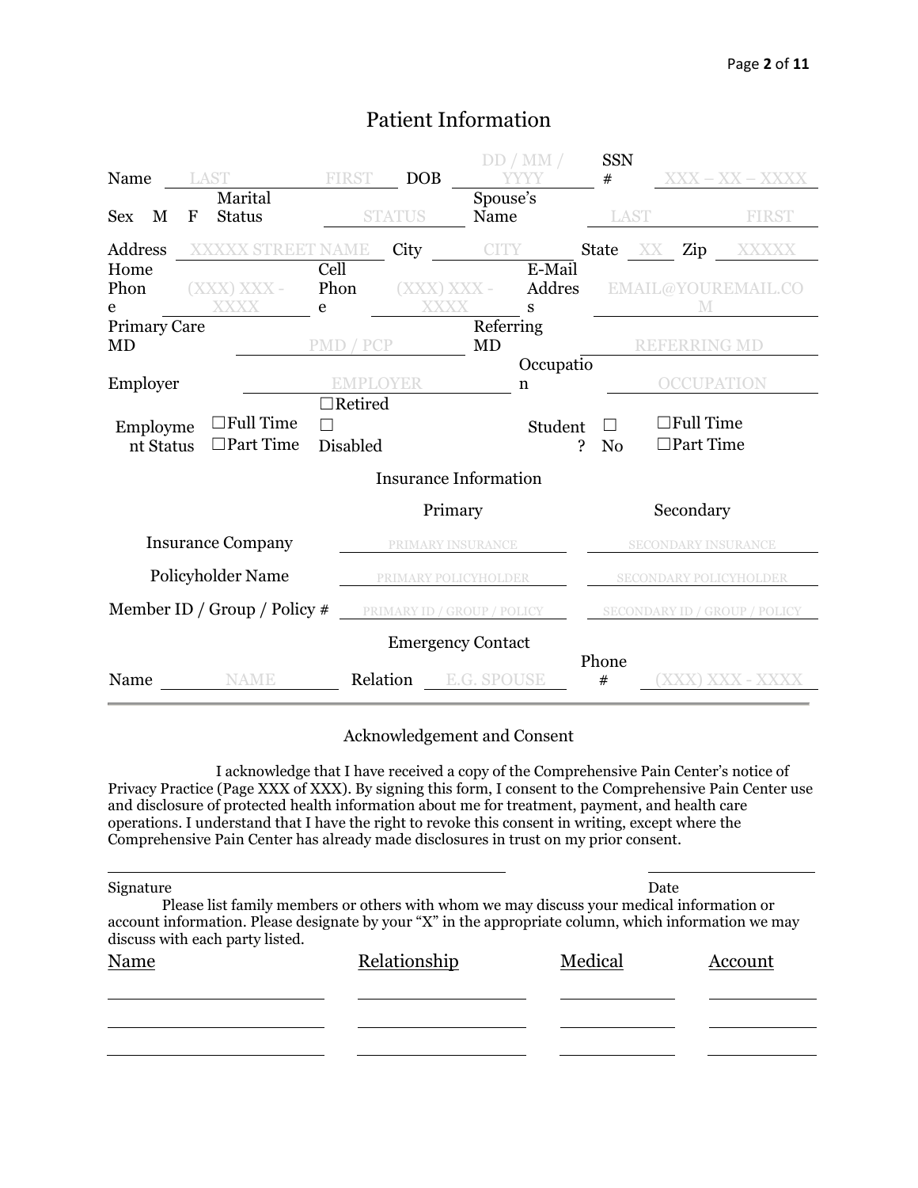# Patient Information

| | | | | | |
|---|---|---|---|---|---|
| Name | LAST FIRST | DOB | DD / MM / YYYY | SSN # | XXX – XX – XXXX |
| Sex M F | Marital Status | STATUS | Spouse's Name | LAST | FIRST |
| Address | XXXXX STREET NAME | City | CITY | State XX | Zip XXXXX |
| Home Phone | (XXX) XXX - XXXX | Cell Phone | (XXX) XXX - XXXX | E-Mail Address | EMAIL@YOUREMAIL.COM |
| Primary Care MD | PMD / PCP | | Referring MD | | REFERRING MD |
| Employer | EMPLOYER | | Occupation | | OCCUPATION |
| Employment Status | ☐Full Time ☐Part Time | ☐Retired ☐ Disabled | Student? | ☐ No | ☐Full Time ☐Part Time |

## Insurance Information

| | Primary | Secondary |
|---|---|---|
| Insurance Company | PRIMARY INSURANCE | SECONDARY INSURANCE |
| Policyholder Name | PRIMARY POLICYHOLDER | SECONDARY POLICYHOLDER |
| Member ID / Group / Policy # | PRIMARY ID / GROUP / POLICY | SECONDARY ID / GROUP / POLICY |

## Emergency Contact

| Name | | Relation | | Phone # | |
|---|---|---|---|---|---|
| | NAME | | E.G. SPOUSE | | (XXX) XXX - XXXX |

---

## Acknowledgement and Consent

I acknowledge that I have received a copy of the Comprehensive Pain Center's notice of Privacy Practice (Page XXX of XXX). By signing this form, I consent to the Comprehensive Pain Center use and disclosure of protected health information about me for treatment, payment, and health care operations. I understand that I have the right to revoke this consent in writing, except where the Comprehensive Pain Center has already made disclosures in trust on my prior consent.

______________________________________ ____________________

Signature Date

Please list family members or others with whom we may discuss your medical information or account information. Please designate by your "X" in the appropriate column, which information we may discuss with each party listed.

| Name | Relationship | Medical | Account |
|---|---|---|---|
| | | | |
| | | | |
| | | | |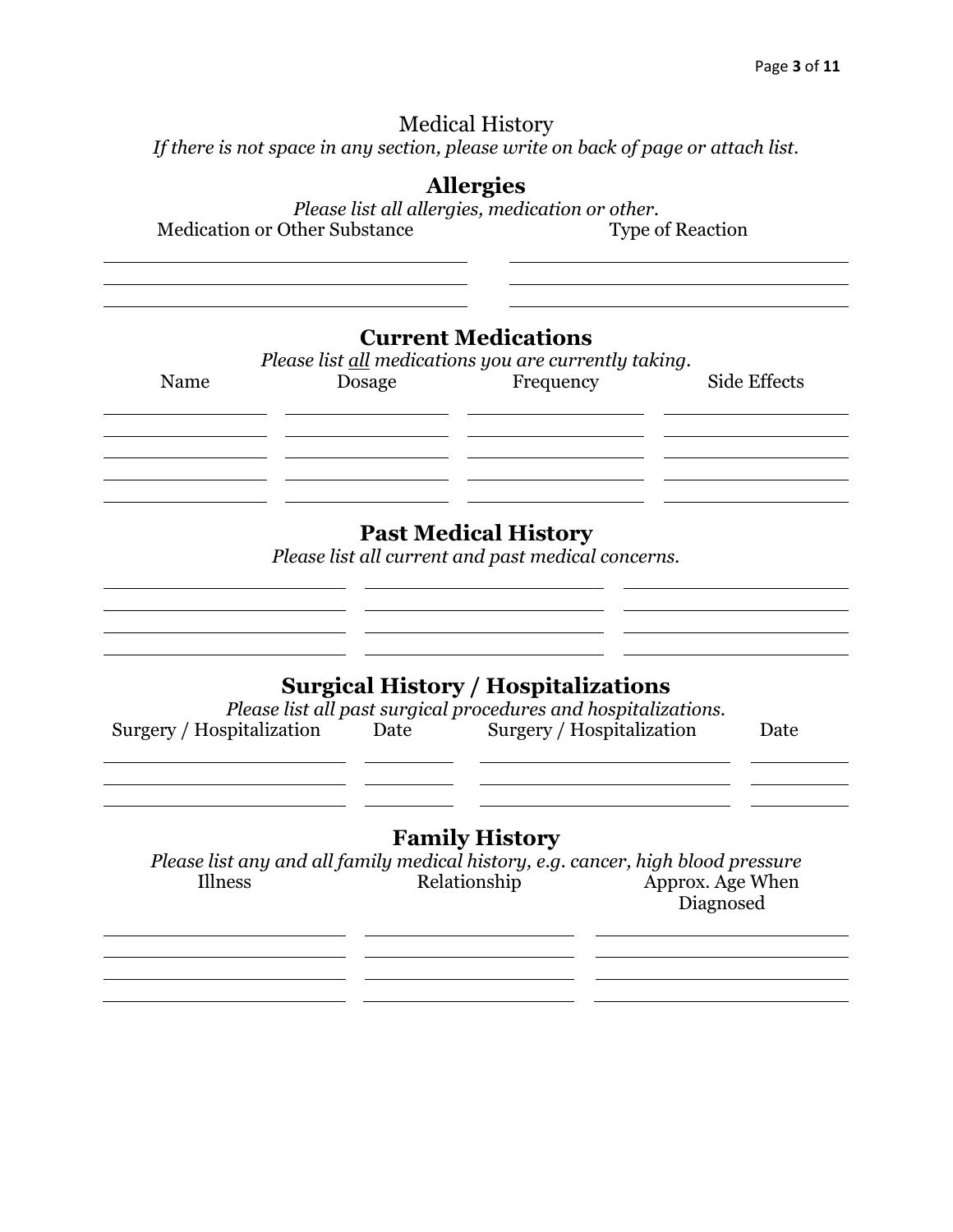# Medical History

*If there is not space in any section, please write on back of page or attach list.*

## Allergies

*Please list all allergies, medication or other.*

| Medication or Other Substance | Type of Reaction |
|---|---|
| | |
| | |
| | |

## Current Medications

*Please list all medications you are currently taking.*

| Name | Dosage | Frequency | Side Effects |
|---|---|---|---|
| | | | |
| | | | |
| | | | |
| | | | |
| | | | |

## Past Medical History

*Please list all current and past medical concerns.*

| | | |
|---|---|---|
| | | |
| | | |
| | | |
| | | |

## Surgical History / Hospitalizations

*Please list all past surgical procedures and hospitalizations.*

| Surgery / Hospitalization | Date | Surgery / Hospitalization | Date |
|---|---|---|---|
| | | | |
| | | | |
| | | | |

## Family History

*Please list any and all family medical history, e.g. cancer, high blood pressure*

| Illness | Relationship | Approx. Age When Diagnosed |
|---|---|---|
| | | |
| | | |
| | | |
| | | |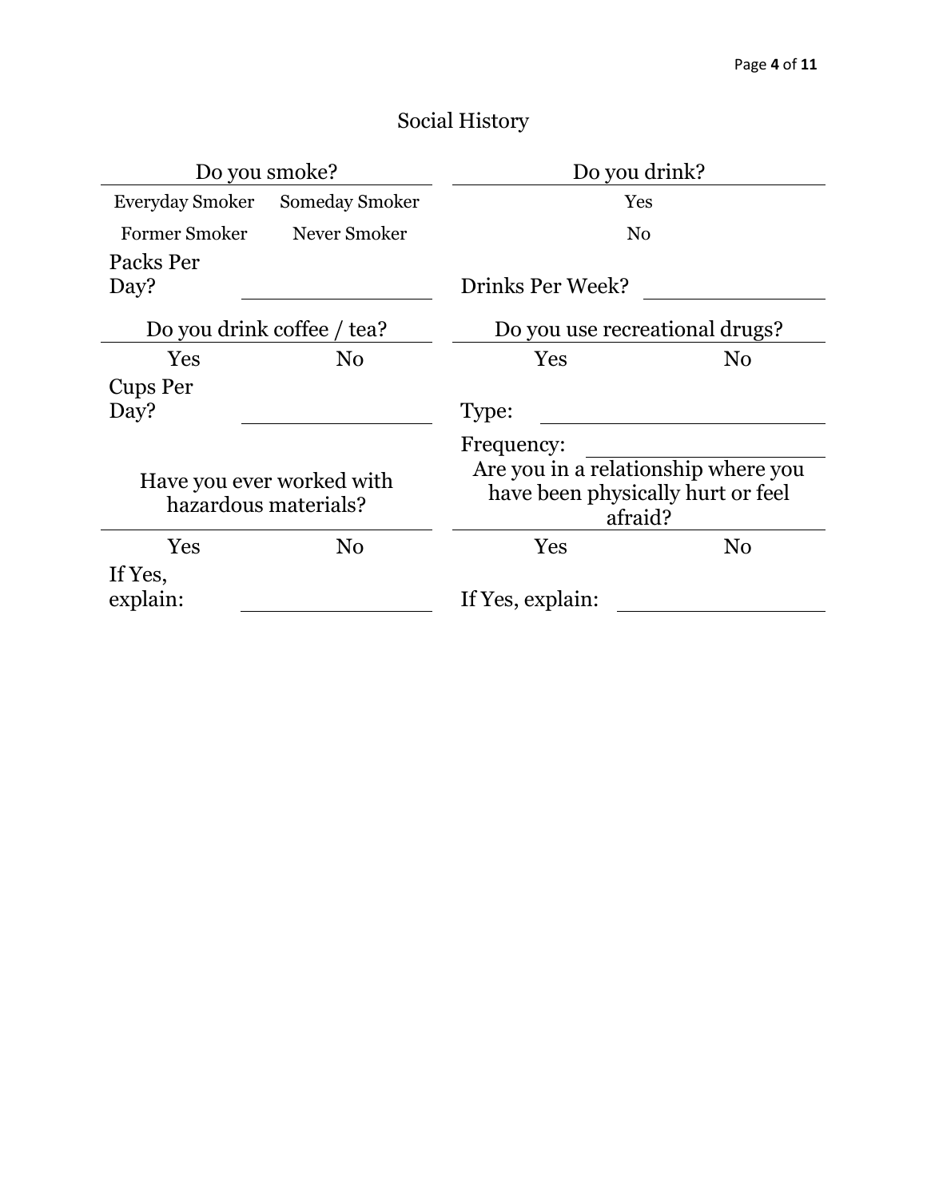# Social History

| Do you smoke? | | Do you drink? | |
|---|---|---|---|
| Everyday Smoker | Someday Smoker | Yes | |
| Former Smoker | Never Smoker | No | |
| Packs Per Day? | ______ | Drinks Per Week? | ______ |

| Do you drink coffee / tea? | | Do you use recreational drugs? | |
|---|---|---|---|
| Yes | No | Yes | No |
| Cups Per Day? | ______ | Type: | ______ |
| | | Frequency: | ______ |

| Have you ever worked with hazardous materials? | | Are you in a relationship where you have been physically hurt or feel afraid? | |
|---|---|---|---|
| Yes | No | Yes | No |
| If Yes, explain: | ______ | If Yes, explain: | ______ |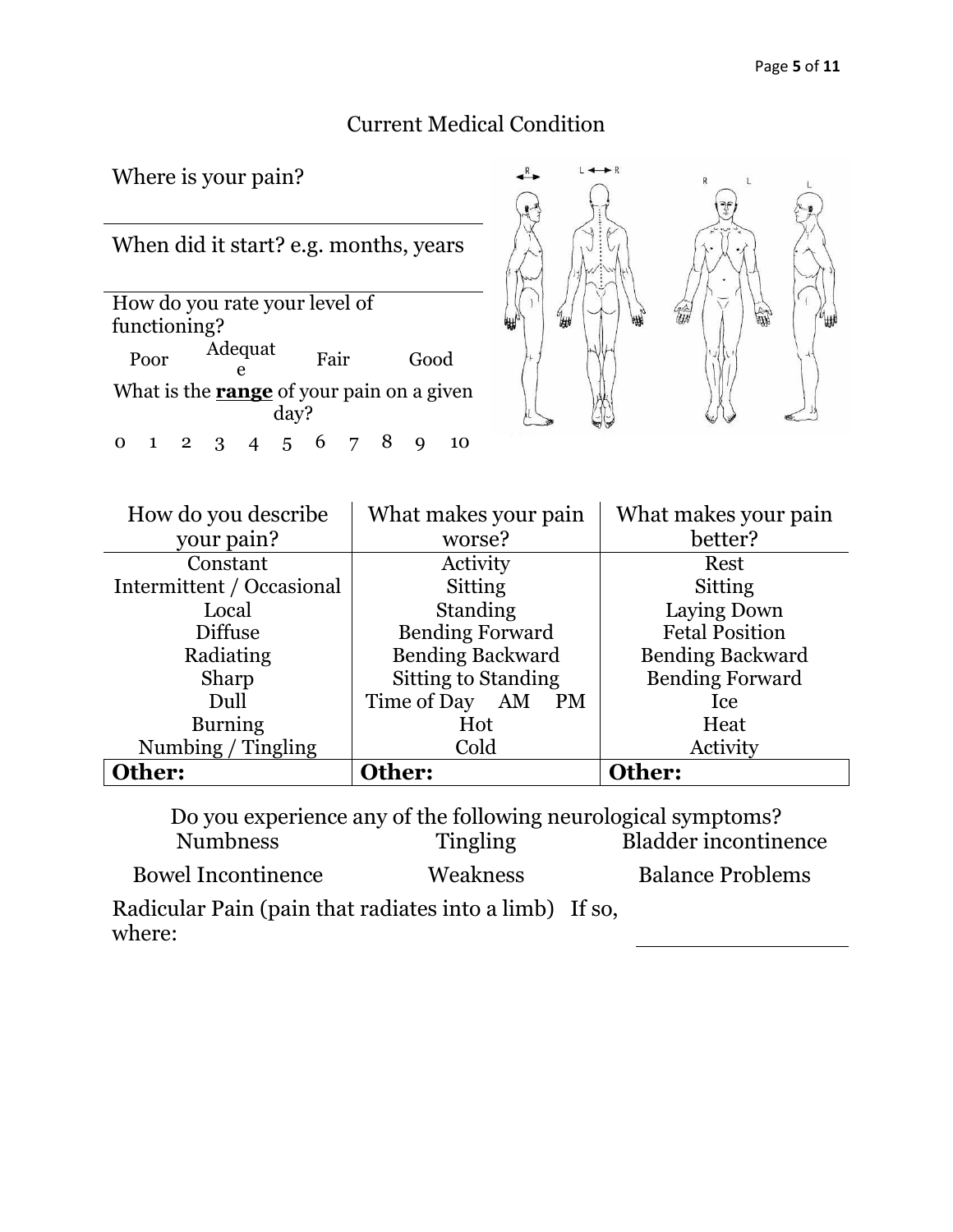## Current Medical Condition

Where is your pain?

When did it start? e.g. months, years

How do you rate your level of functioning?

Poor     Adequate     Fair     Good

What is the **range** of your pain on a given day?

0  1  2  3  4  5  6  7  8  9  10

| How do you describe your pain? | What makes your pain worse? | What makes your pain better? |
|---|---|---|
| Constant | Activity | Rest |
| Intermittent / Occasional | Sitting | Sitting |
| Local | Standing | Laying Down |
| Diffuse | Bending Forward | Fetal Position |
| Radiating | Bending Backward | Bending Backward |
| Sharp | Sitting to Standing | Bending Forward |
| Dull | Time of Day  AM  PM | Ice |
| Burning | Hot | Heat |
| Numbing / Tingling | Cold | Activity |
| **Other:** | **Other:** | **Other:** |

Do you experience any of the following neurological symptoms?

Numbness     Tingling     Bladder incontinence

Bowel Incontinence     Weakness     Balance Problems

Radicular Pain (pain that radiates into a limb)  If so, where: ____________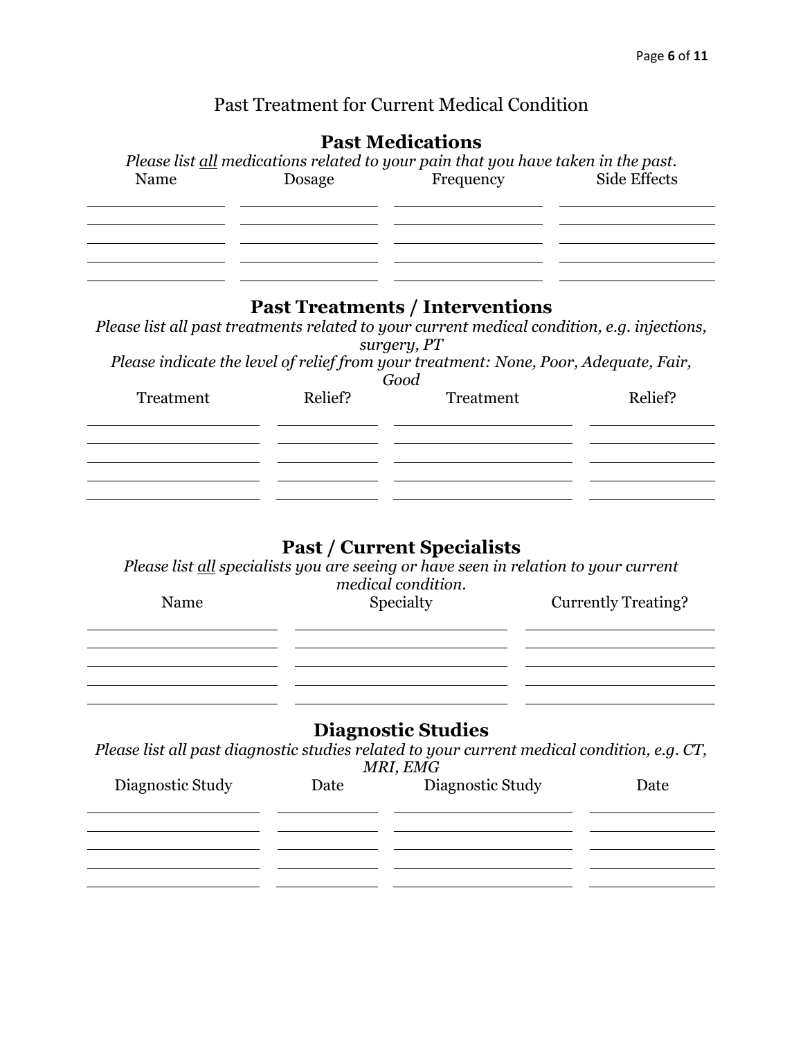## Past Treatment for Current Medical Condition

### Past Medications

*Please list all medications related to your pain that you have taken in the past.*

| Name | Dosage | Frequency | Side Effects |
| --- | --- | --- | --- |
| | | | |
| | | | |
| | | | |
| | | | |
| | | | |

### Past Treatments / Interventions

*Please list all past treatments related to your current medical condition, e.g. injections, surgery, PT*

*Please indicate the level of relief from your treatment: None, Poor, Adequate, Fair, Good*

| Treatment | Relief? | Treatment | Relief? |
| --- | --- | --- | --- |
| | | | |
| | | | |
| | | | |
| | | | |
| | | | |

### Past / Current Specialists

*Please list all specialists you are seeing or have seen in relation to your current medical condition.*

| Name | Specialty | Currently Treating? |
| --- | --- | --- |
| | | |
| | | |
| | | |
| | | |
| | | |

### Diagnostic Studies

*Please list all past diagnostic studies related to your current medical condition, e.g. CT, MRI, EMG*

| Diagnostic Study | Date | Diagnostic Study | Date |
| --- | --- | --- | --- |
| | | | |
| | | | |
| | | | |
| | | | |
| | | | |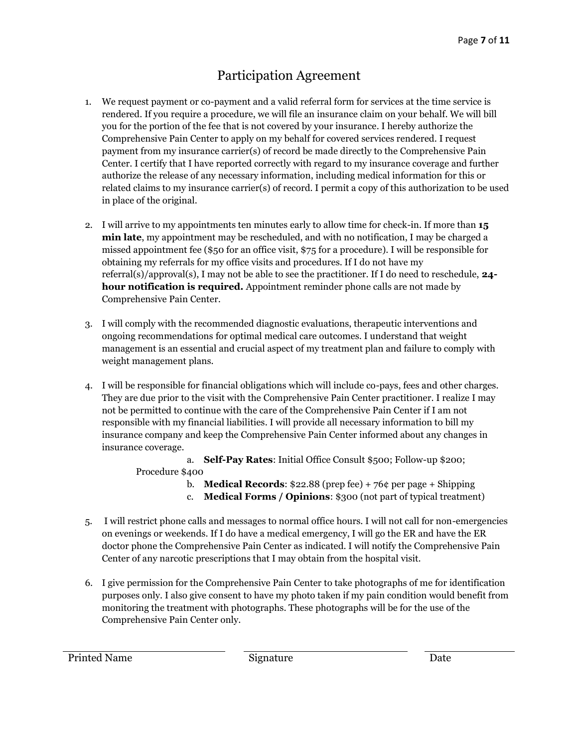# Participation Agreement

1. We request payment or co-payment and a valid referral form for services at the time service is rendered. If you require a procedure, we will file an insurance claim on your behalf. We will bill you for the portion of the fee that is not covered by your insurance. I hereby authorize the Comprehensive Pain Center to apply on my behalf for covered services rendered. I request payment from my insurance carrier(s) of record be made directly to the Comprehensive Pain Center. I certify that I have reported correctly with regard to my insurance coverage and further authorize the release of any necessary information, including medical information for this or related claims to my insurance carrier(s) of record. I permit a copy of this authorization to be used in place of the original.

2. I will arrive to my appointments ten minutes early to allow time for check-in. If more than **15 min late**, my appointment may be rescheduled, and with no notification, I may be charged a missed appointment fee ($50 for an office visit, $75 for a procedure). I will be responsible for obtaining my referrals for my office visits and procedures. If I do not have my referral(s)/approval(s), I may not be able to see the practitioner. If I do need to reschedule, **24-hour notification is required.** Appointment reminder phone calls are not made by Comprehensive Pain Center.

3. I will comply with the recommended diagnostic evaluations, therapeutic interventions and ongoing recommendations for optimal medical care outcomes. I understand that weight management is an essential and crucial aspect of my treatment plan and failure to comply with weight management plans.

4. I will be responsible for financial obligations which will include co-pays, fees and other charges. They are due prior to the visit with the Comprehensive Pain Center practitioner. I realize I may not be permitted to continue with the care of the Comprehensive Pain Center if I am not responsible with my financial liabilities. I will provide all necessary information to bill my insurance company and keep the Comprehensive Pain Center informed about any changes in insurance coverage.
   a. **Self-Pay Rates**: Initial Office Consult $500; Follow-up $200; Procedure $400
   b. **Medical Records**: $22.88 (prep fee) + 76¢ per page + Shipping
   c. **Medical Forms / Opinions**: $300 (not part of typical treatment)

5. I will restrict phone calls and messages to normal office hours. I will not call for non-emergencies on evenings or weekends. If I do have a medical emergency, I will go the ER and have the ER doctor phone the Comprehensive Pain Center as indicated. I will notify the Comprehensive Pain Center of any narcotic prescriptions that I may obtain from the hospital visit.

6. I give permission for the Comprehensive Pain Center to take photographs of me for identification purposes only. I also give consent to have my photo taken if my pain condition would benefit from monitoring the treatment with photographs. These photographs will be for the use of the Comprehensive Pain Center only.

| ______________________ | ______________________ | ____________ |
|---|---|---|
| Printed Name | Signature | Date |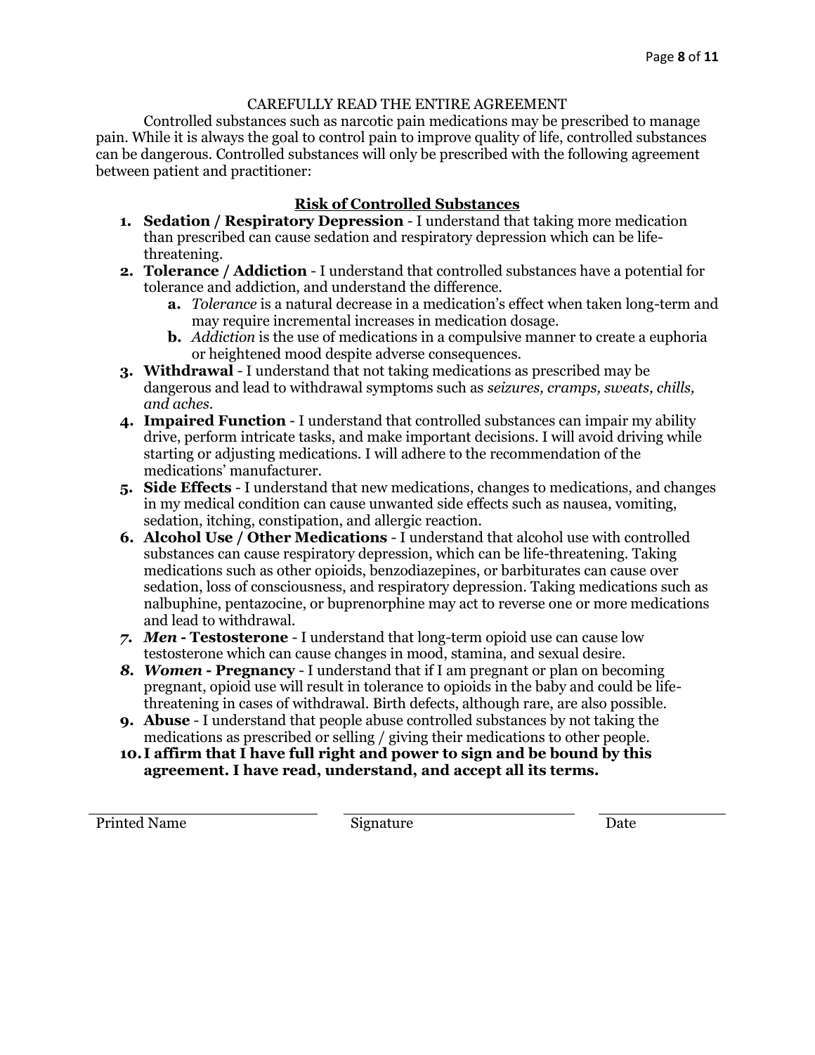CAREFULLY READ THE ENTIRE AGREEMENT

Controlled substances such as narcotic pain medications may be prescribed to manage pain. While it is always the goal to control pain to improve quality of life, controlled substances can be dangerous. Controlled substances will only be prescribed with the following agreement between patient and practitioner:

## Risk of Controlled Substances

1. **Sedation / Respiratory Depression** - I understand that taking more medication than prescribed can cause sedation and respiratory depression which can be life-threatening.
2. **Tolerance / Addiction** - I understand that controlled substances have a potential for tolerance and addiction, and understand the difference.
    a. *Tolerance* is a natural decrease in a medication's effect when taken long-term and may require incremental increases in medication dosage.
    b. *Addiction* is the use of medications in a compulsive manner to create a euphoria or heightened mood despite adverse consequences.
3. **Withdrawal** - I understand that not taking medications as prescribed may be dangerous and lead to withdrawal symptoms such as *seizures, cramps, sweats, chills, and aches.*
4. **Impaired Function** - I understand that controlled substances can impair my ability drive, perform intricate tasks, and make important decisions. I will avoid driving while starting or adjusting medications. I will adhere to the recommendation of the medications' manufacturer.
5. **Side Effects** - I understand that new medications, changes to medications, and changes in my medical condition can cause unwanted side effects such as nausea, vomiting, sedation, itching, constipation, and allergic reaction.
6. **Alcohol Use / Other Medications** - I understand that alcohol use with controlled substances can cause respiratory depression, which can be life-threatening. Taking medications such as other opioids, benzodiazepines, or barbiturates can cause over sedation, loss of consciousness, and respiratory depression. Taking medications such as nalbuphine, pentazocine, or buprenorphine may act to reverse one or more medications and lead to withdrawal.
7. ***Men* - Testosterone** - I understand that long-term opioid use can cause low testosterone which can cause changes in mood, stamina, and sexual desire.
8. ***Women* - Pregnancy** - I understand that if I am pregnant or plan on becoming pregnant, opioid use will result in tolerance to opioids in the baby and could be life-threatening in cases of withdrawal. Birth defects, although rare, are also possible.
9. **Abuse** - I understand that people abuse controlled substances by not taking the medications as prescribed or selling / giving their medications to other people.
10. **I affirm that I have full right and power to sign and be bound by this agreement. I have read, understand, and accept all its terms.**

| Printed Name | Signature | Date |
|---|---|---|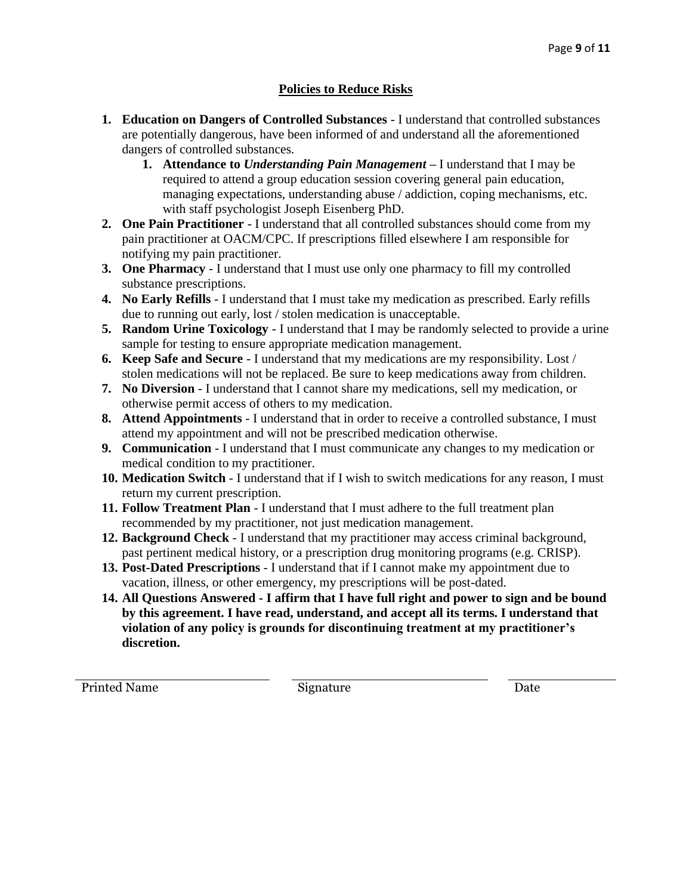## Policies to Reduce Risks

1. **Education on Dangers of Controlled Substances** - I understand that controlled substances are potentially dangerous, have been informed of and understand all the aforementioned dangers of controlled substances.
    1. **Attendance to *Understanding Pain Management* –** I understand that I may be required to attend a group education session covering general pain education, managing expectations, understanding abuse / addiction, coping mechanisms, etc. with staff psychologist Joseph Eisenberg PhD.
2. **One Pain Practitioner** - I understand that all controlled substances should come from my pain practitioner at OACM/CPC. If prescriptions filled elsewhere I am responsible for notifying my pain practitioner.
3. **One Pharmacy** - I understand that I must use only one pharmacy to fill my controlled substance prescriptions.
4. **No Early Refills** - I understand that I must take my medication as prescribed. Early refills due to running out early, lost / stolen medication is unacceptable.
5. **Random Urine Toxicology** - I understand that I may be randomly selected to provide a urine sample for testing to ensure appropriate medication management.
6. **Keep Safe and Secure** - I understand that my medications are my responsibility. Lost / stolen medications will not be replaced. Be sure to keep medications away from children.
7. **No Diversion** - I understand that I cannot share my medications, sell my medication, or otherwise permit access of others to my medication.
8. **Attend Appointments** - I understand that in order to receive a controlled substance, I must attend my appointment and will not be prescribed medication otherwise.
9. **Communication** - I understand that I must communicate any changes to my medication or medical condition to my practitioner.
10. **Medication Switch** - I understand that if I wish to switch medications for any reason, I must return my current prescription.
11. **Follow Treatment Plan** - I understand that I must adhere to the full treatment plan recommended by my practitioner, not just medication management.
12. **Background Check** - I understand that my practitioner may access criminal background, past pertinent medical history, or a prescription drug monitoring programs (e.g. CRISP).
13. **Post-Dated Prescriptions** - I understand that if I cannot make my appointment due to vacation, illness, or other emergency, my prescriptions will be post-dated.
14. **All Questions Answered - I affirm that I have full right and power to sign and be bound by this agreement. I have read, understand, and accept all its terms. I understand that violation of any policy is grounds for discontinuing treatment at my practitioner's discretion.**

| Printed Name | Signature | Date |
|---|---|---|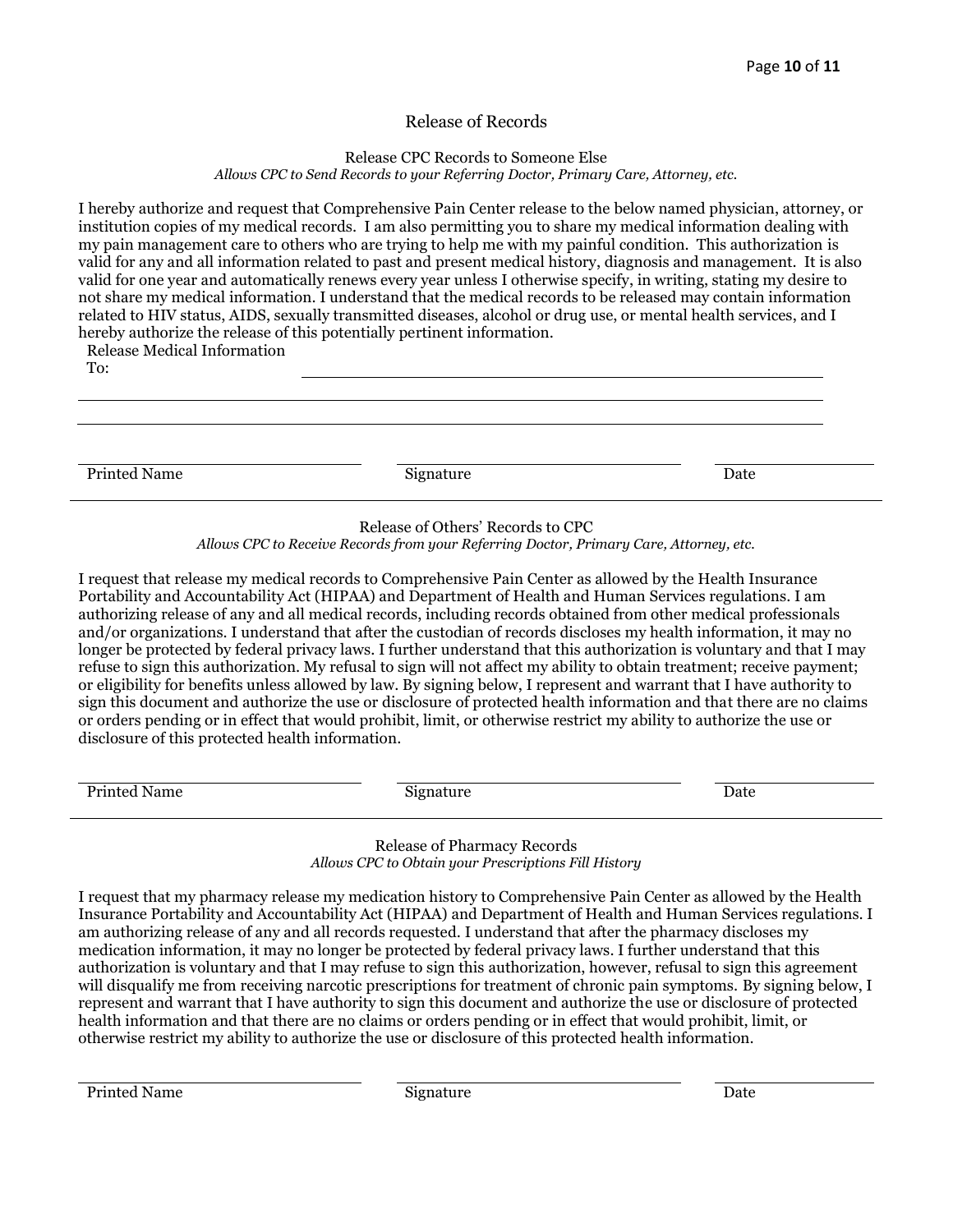# Release of Records

## Release CPC Records to Someone Else

*Allows CPC to Send Records to your Referring Doctor, Primary Care, Attorney, etc.*

I hereby authorize and request that Comprehensive Pain Center release to the below named physician, attorney, or institution copies of my medical records. I am also permitting you to share my medical information dealing with my pain management care to others who are trying to help me with my painful condition. This authorization is valid for any and all information related to past and present medical history, diagnosis and management. It is also valid for one year and automatically renews every year unless I otherwise specify, in writing, stating my desire to not share my medical information. I understand that the medical records to be released may contain information related to HIV status, AIDS, sexually transmitted diseases, alcohol or drug use, or mental health services, and I hereby authorize the release of this potentially pertinent information.

Release Medical Information To: ______________________________________________

______________________________________________

______________________________________________

| Printed Name | Signature | Date |
|---|---|---|

---

## Release of Others' Records to CPC

*Allows CPC to Receive Records from your Referring Doctor, Primary Care, Attorney, etc.*

I request that release my medical records to Comprehensive Pain Center as allowed by the Health Insurance Portability and Accountability Act (HIPAA) and Department of Health and Human Services regulations. I am authorizing release of any and all medical records, including records obtained from other medical professionals and/or organizations. I understand that after the custodian of records discloses my health information, it may no longer be protected by federal privacy laws. I further understand that this authorization is voluntary and that I may refuse to sign this authorization. My refusal to sign will not affect my ability to obtain treatment; receive payment; or eligibility for benefits unless allowed by law. By signing below, I represent and warrant that I have authority to sign this document and authorize the use or disclosure of protected health information and that there are no claims or orders pending or in effect that would prohibit, limit, or otherwise restrict my ability to authorize the use or disclosure of this protected health information.

| Printed Name | Signature | Date |
|---|---|---|

---

## Release of Pharmacy Records

*Allows CPC to Obtain your Prescriptions Fill History*

I request that my pharmacy release my medication history to Comprehensive Pain Center as allowed by the Health Insurance Portability and Accountability Act (HIPAA) and Department of Health and Human Services regulations. I am authorizing release of any and all records requested. I understand that after the pharmacy discloses my medication information, it may no longer be protected by federal privacy laws. I further understand that this authorization is voluntary and that I may refuse to sign this authorization, however, refusal to sign this agreement will disqualify me from receiving narcotic prescriptions for treatment of chronic pain symptoms. By signing below, I represent and warrant that I have authority to sign this document and authorize the use or disclosure of protected health information and that there are no claims or orders pending or in effect that would prohibit, limit, or otherwise restrict my ability to authorize the use or disclosure of this protected health information.

| Printed Name | Signature | Date |
|---|---|---|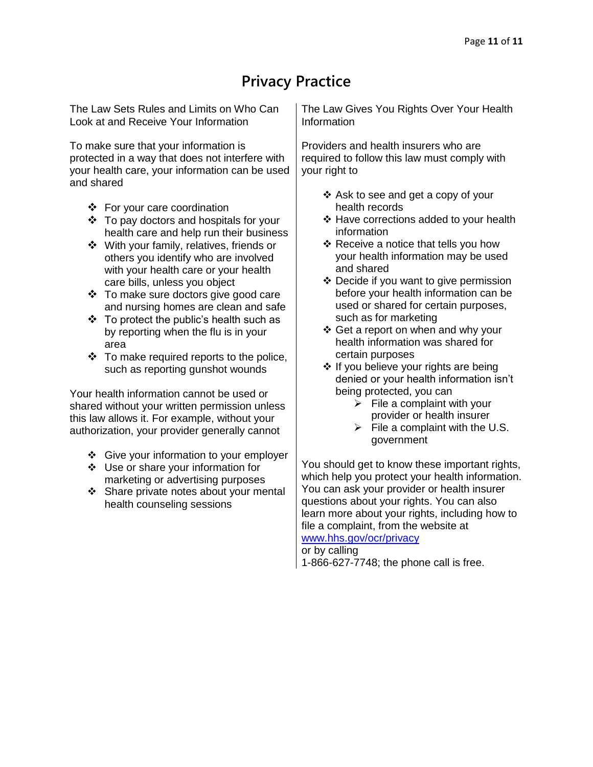# Privacy Practice

The Law Sets Rules and Limits on Who Can Look at and Receive Your Information

To make sure that your information is protected in a way that does not interfere with your health care, your information can be used and shared

- For your care coordination
- To pay doctors and hospitals for your health care and help run their business
- With your family, relatives, friends or others you identify who are involved with your health care or your health care bills, unless you object
- To make sure doctors give good care and nursing homes are clean and safe
- To protect the public's health such as by reporting when the flu is in your area
- To make required reports to the police, such as reporting gunshot wounds

Your health information cannot be used or shared without your written permission unless this law allows it. For example, without your authorization, your provider generally cannot

- Give your information to your employer
- Use or share your information for marketing or advertising purposes
- Share private notes about your mental health counseling sessions

The Law Gives You Rights Over Your Health Information

Providers and health insurers who are required to follow this law must comply with your right to

- Ask to see and get a copy of your health records
- Have corrections added to your health information
- Receive a notice that tells you how your health information may be used and shared
- Decide if you want to give permission before your health information can be used or shared for certain purposes, such as for marketing
- Get a report on when and why your health information was shared for certain purposes
- If you believe your rights are being denied or your health information isn't being protected, you can
  - File a complaint with your provider or health insurer
  - File a complaint with the U.S. government

You should get to know these important rights, which help you protect your health information. You can ask your provider or health insurer questions about your rights. You can also learn more about your rights, including how to file a complaint, from the website at [www.hhs.gov/ocr/privacy](http://www.hhs.gov/ocr/privacy) or by calling 1-866-627-7748; the phone call is free.